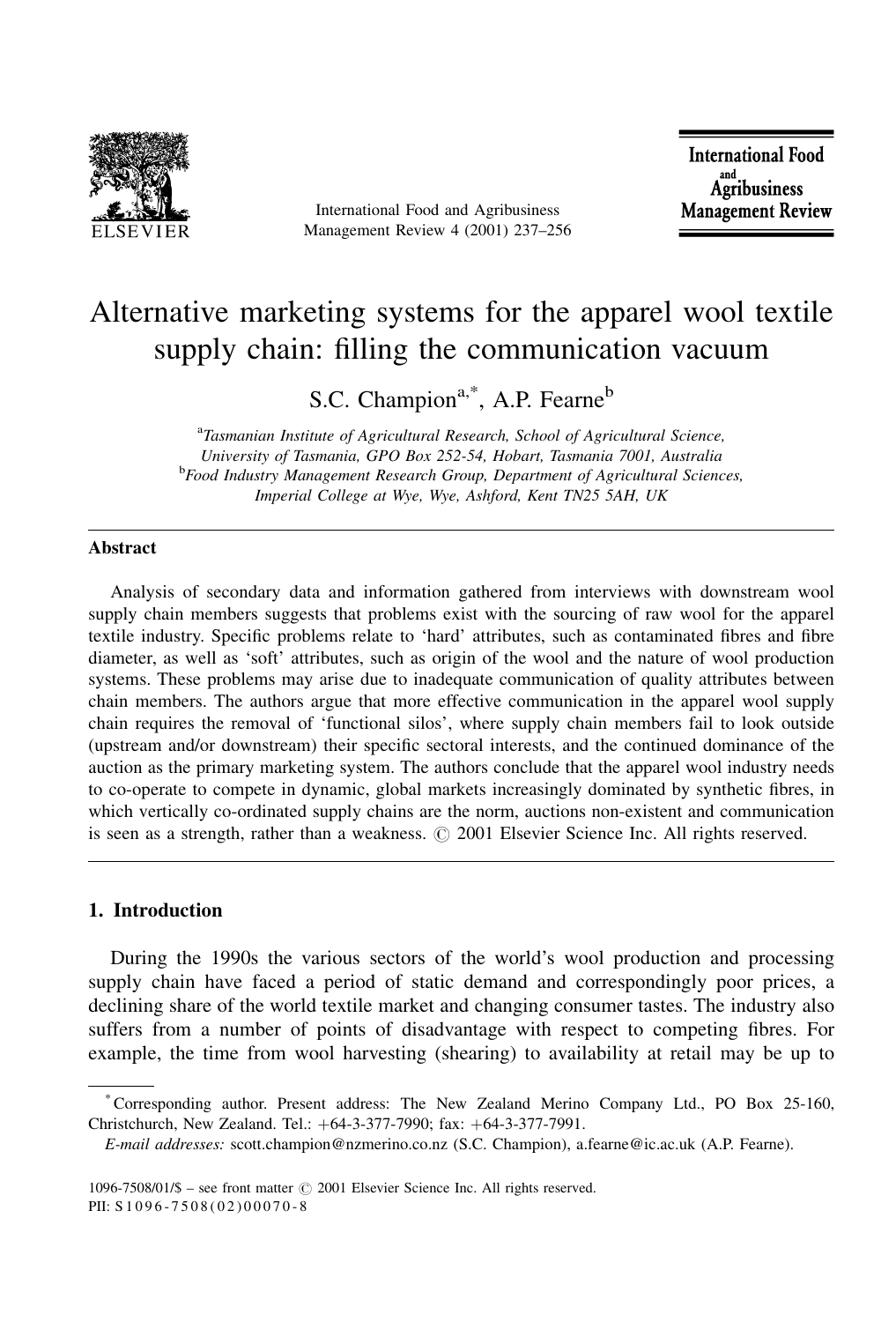# Alternative marketing systems for the apparel wool textile supply chain: filling the communication vacuum

S.C. Champion[a,*], A.P. Fearne[b]

[a]*Tasmanian Institute of Agricultural Research, School of Agricultural Science, University of Tasmania, GPO Box 252-54, Hobart, Tasmania 7001, Australia*

[b]*Food Industry Management Research Group, Department of Agricultural Sciences, Imperial College at Wye, Wye, Ashford, Kent TN25 5AH, UK*

## Abstract

Analysis of secondary data and information gathered from interviews with downstream wool supply chain members suggests that problems exist with the sourcing of raw wool for the apparel textile industry. Specific problems relate to 'hard' attributes, such as contaminated fibres and fibre diameter, as well as 'soft' attributes, such as origin of the wool and the nature of wool production systems. These problems may arise due to inadequate communication of quality attributes between chain members. The authors argue that more effective communication in the apparel wool supply chain requires the removal of 'functional silos', where supply chain members fail to look outside (upstream and/or downstream) their specific sectoral interests, and the continued dominance of the auction as the primary marketing system. The authors conclude that the apparel wool industry needs to co-operate to compete in dynamic, global markets increasingly dominated by synthetic fibres, in which vertically co-ordinated supply chains are the norm, auctions non-existent and communication is seen as a strength, rather than a weakness. © 2001 Elsevier Science Inc. All rights reserved.

## 1. Introduction

During the 1990s the various sectors of the world's wool production and processing supply chain have faced a period of static demand and correspondingly poor prices, a declining share of the world textile market and changing consumer tastes. The industry also suffers from a number of points of disadvantage with respect to competing fibres. For example, the time from wool harvesting (shearing) to availability at retail may be up to

---

\* Corresponding author. Present address: The New Zealand Merino Company Ltd., PO Box 25-160, Christchurch, New Zealand. Tel.: +64-3-377-7990; fax: +64-3-377-7991.

*E-mail addresses:* scott.champion@nzmerino.co.nz (S.C. Champion), a.fearne@ic.ac.uk (A.P. Fearne).

1096-7508/01/$ – see front matter © 2001 Elsevier Science Inc. All rights reserved.
PII: S1096-7508(02)00070-8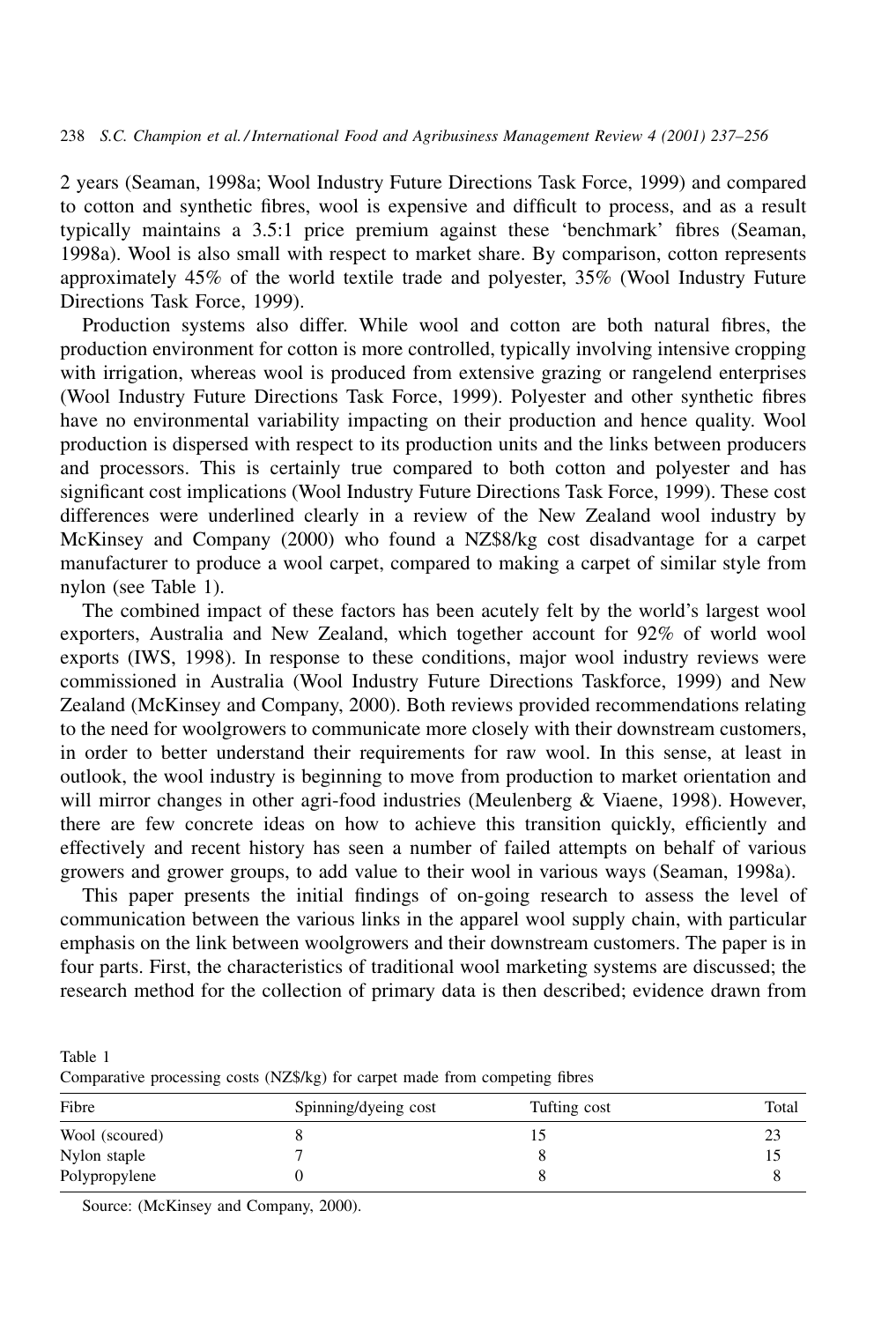2 years (Seaman, 1998a; Wool Industry Future Directions Task Force, 1999) and compared to cotton and synthetic fibres, wool is expensive and difficult to process, and as a result typically maintains a 3.5:1 price premium against these 'benchmark' fibres (Seaman, 1998a). Wool is also small with respect to market share. By comparison, cotton represents approximately 45% of the world textile trade and polyester, 35% (Wool Industry Future Directions Task Force, 1999).

Production systems also differ. While wool and cotton are both natural fibres, the production environment for cotton is more controlled, typically involving intensive cropping with irrigation, whereas wool is produced from extensive grazing or rangelend enterprises (Wool Industry Future Directions Task Force, 1999). Polyester and other synthetic fibres have no environmental variability impacting on their production and hence quality. Wool production is dispersed with respect to its production units and the links between producers and processors. This is certainly true compared to both cotton and polyester and has significant cost implications (Wool Industry Future Directions Task Force, 1999). These cost differences were underlined clearly in a review of the New Zealand wool industry by McKinsey and Company (2000) who found a NZ$8/kg cost disadvantage for a carpet manufacturer to produce a wool carpet, compared to making a carpet of similar style from nylon (see Table 1).

The combined impact of these factors has been acutely felt by the world's largest wool exporters, Australia and New Zealand, which together account for 92% of world wool exports (IWS, 1998). In response to these conditions, major wool industry reviews were commissioned in Australia (Wool Industry Future Directions Taskforce, 1999) and New Zealand (McKinsey and Company, 2000). Both reviews provided recommendations relating to the need for woolgrowers to communicate more closely with their downstream customers, in order to better understand their requirements for raw wool. In this sense, at least in outlook, the wool industry is beginning to move from production to market orientation and will mirror changes in other agri-food industries (Meulenberg & Viaene, 1998). However, there are few concrete ideas on how to achieve this transition quickly, efficiently and effectively and recent history has seen a number of failed attempts on behalf of various growers and grower groups, to add value to their wool in various ways (Seaman, 1998a).

This paper presents the initial findings of on-going research to assess the level of communication between the various links in the apparel wool supply chain, with particular emphasis on the link between woolgrowers and their downstream customers. The paper is in four parts. First, the characteristics of traditional wool marketing systems are discussed; the research method for the collection of primary data is then described; evidence drawn from

Table 1
Comparative processing costs (NZ$/kg) for carpet made from competing fibres

| Fibre | Spinning/dyeing cost | Tufting cost | Total |
|---|---|---|---|
| Wool (scoured) | 8 | 15 | 23 |
| Nylon staple | 7 | 8 | 15 |
| Polypropylene | 0 | 8 | 8 |

Source: (McKinsey and Company, 2000).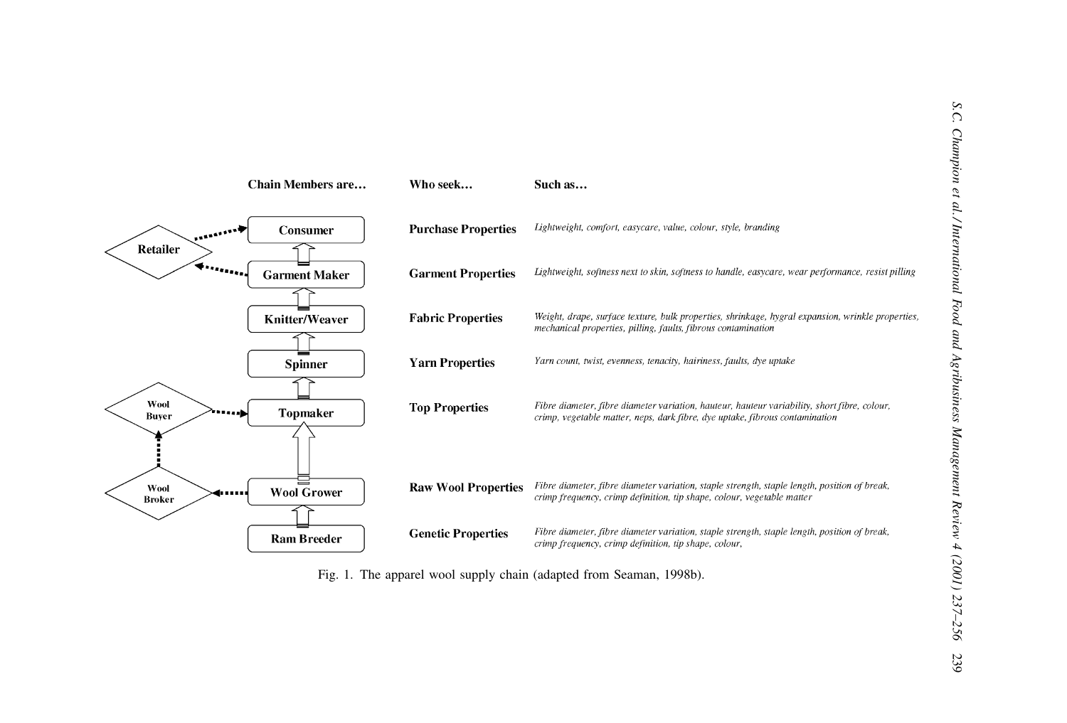| Chain Members are… | Who seek… | Such as… |
| --- | --- | --- |
| Consumer | Purchase Properties | *Lightweight, comfort, easycare, value, colour, style, branding* |
| Garment Maker | Garment Properties | *Lightweight, softness next to skin, softness to handle, easycare, wear performance, resist pilling* |
| Knitter/Weaver | Fabric Properties | *Weight, drape, surface texture, bulk properties, shrinkage, hygral expansion, wrinkle properties, mechanical properties, pilling, faults, fibrous contamination* |
| Spinner | Yarn Properties | *Yarn count, twist, evenness, tenacity, hairiness, faults, dye uptake* |
| Topmaker | Top Properties | *Fibre diameter, fibre diameter variation, hauteur, hauteur variability, short fibre, colour, crimp, vegetable matter, neps, dark fibre, dye uptake, fibrous contamination* |
| Wool Grower | Raw Wool Properties | *Fibre diameter, fibre diameter variation, staple strength, staple length, position of break, crimp frequency, crimp definition, tip shape, colour, vegetable matter* |
| Ram Breeder | Genetic Properties | *Fibre diameter, fibre diameter variation, staple strength, staple length, position of break, crimp frequency, crimp definition, tip shape, colour,* |

Retailer (between Garment Maker and Consumer); Wool Buyer (to Topmaker); Wool Broker (from Wool Grower, to Wool Buyer)

Fig. 1. The apparel wool supply chain (adapted from Seaman, 1998b).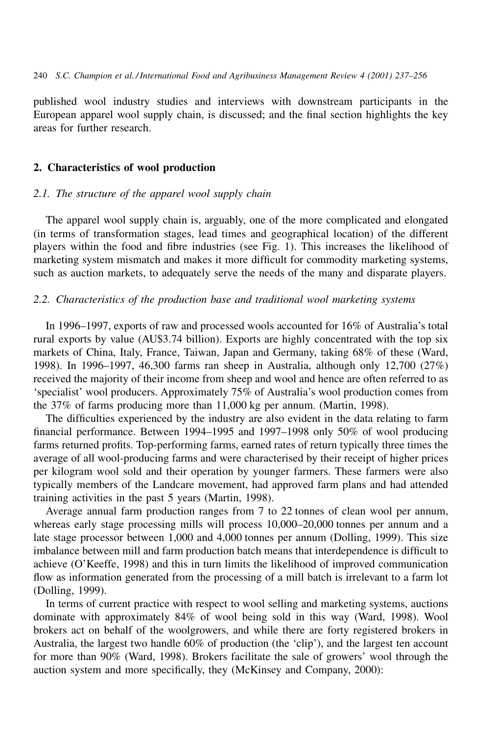published wool industry studies and interviews with downstream participants in the European apparel wool supply chain, is discussed; and the final section highlights the key areas for further research.

## 2. Characteristics of wool production

### *2.1. The structure of the apparel wool supply chain*

The apparel wool supply chain is, arguably, one of the more complicated and elongated (in terms of transformation stages, lead times and geographical location) of the different players within the food and fibre industries (see Fig. 1). This increases the likelihood of marketing system mismatch and makes it more difficult for commodity marketing systems, such as auction markets, to adequately serve the needs of the many and disparate players.

### *2.2. Characteristics of the production base and traditional wool marketing systems*

In 1996–1997, exports of raw and processed wools accounted for 16% of Australia's total rural exports by value (AU$3.74 billion). Exports are highly concentrated with the top six markets of China, Italy, France, Taiwan, Japan and Germany, taking 68% of these (Ward, 1998). In 1996–1997, 46,300 farms ran sheep in Australia, although only 12,700 (27%) received the majority of their income from sheep and wool and hence are often referred to as 'specialist' wool producers. Approximately 75% of Australia's wool production comes from the 37% of farms producing more than 11,000 kg per annum. (Martin, 1998).

The difficulties experienced by the industry are also evident in the data relating to farm financial performance. Between 1994–1995 and 1997–1998 only 50% of wool producing farms returned profits. Top-performing farms, earned rates of return typically three times the average of all wool-producing farms and were characterised by their receipt of higher prices per kilogram wool sold and their operation by younger farmers. These farmers were also typically members of the Landcare movement, had approved farm plans and had attended training activities in the past 5 years (Martin, 1998).

Average annual farm production ranges from 7 to 22 tonnes of clean wool per annum, whereas early stage processing mills will process 10,000–20,000 tonnes per annum and a late stage processor between 1,000 and 4,000 tonnes per annum (Dolling, 1999). This size imbalance between mill and farm production batch means that interdependence is difficult to achieve (O'Keeffe, 1998) and this in turn limits the likelihood of improved communication flow as information generated from the processing of a mill batch is irrelevant to a farm lot (Dolling, 1999).

In terms of current practice with respect to wool selling and marketing systems, auctions dominate with approximately 84% of wool being sold in this way (Ward, 1998). Wool brokers act on behalf of the woolgrowers, and while there are forty registered brokers in Australia, the largest two handle 60% of production (the 'clip'), and the largest ten account for more than 90% (Ward, 1998). Brokers facilitate the sale of growers' wool through the auction system and more specifically, they (McKinsey and Company, 2000):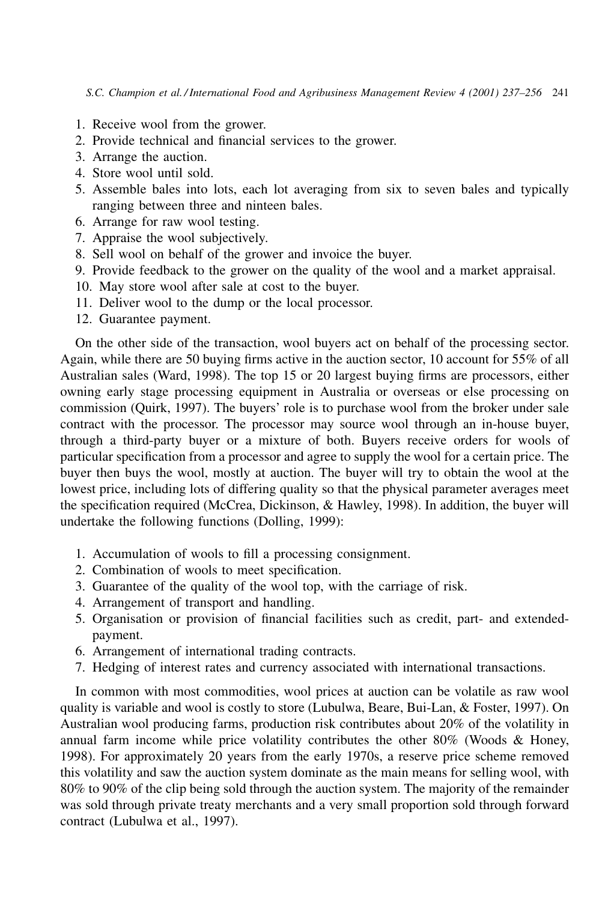1. Receive wool from the grower.
2. Provide technical and financial services to the grower.
3. Arrange the auction.
4. Store wool until sold.
5. Assemble bales into lots, each lot averaging from six to seven bales and typically ranging between three and ninteen bales.
6. Arrange for raw wool testing.
7. Appraise the wool subjectively.
8. Sell wool on behalf of the grower and invoice the buyer.
9. Provide feedback to the grower on the quality of the wool and a market appraisal.
10. May store wool after sale at cost to the buyer.
11. Deliver wool to the dump or the local processor.
12. Guarantee payment.

On the other side of the transaction, wool buyers act on behalf of the processing sector. Again, while there are 50 buying firms active in the auction sector, 10 account for 55% of all Australian sales (Ward, 1998). The top 15 or 20 largest buying firms are processors, either owning early stage processing equipment in Australia or overseas or else processing on commission (Quirk, 1997). The buyers' role is to purchase wool from the broker under sale contract with the processor. The processor may source wool through an in-house buyer, through a third-party buyer or a mixture of both. Buyers receive orders for wools of particular specification from a processor and agree to supply the wool for a certain price. The buyer then buys the wool, mostly at auction. The buyer will try to obtain the wool at the lowest price, including lots of differing quality so that the physical parameter averages meet the specification required (McCrea, Dickinson, & Hawley, 1998). In addition, the buyer will undertake the following functions (Dolling, 1999):

1. Accumulation of wools to fill a processing consignment.
2. Combination of wools to meet specification.
3. Guarantee of the quality of the wool top, with the carriage of risk.
4. Arrangement of transport and handling.
5. Organisation or provision of financial facilities such as credit, part- and extended-payment.
6. Arrangement of international trading contracts.
7. Hedging of interest rates and currency associated with international transactions.

In common with most commodities, wool prices at auction can be volatile as raw wool quality is variable and wool is costly to store (Lubulwa, Beare, Bui-Lan, & Foster, 1997). On Australian wool producing farms, production risk contributes about 20% of the volatility in annual farm income while price volatility contributes the other 80% (Woods & Honey, 1998). For approximately 20 years from the early 1970s, a reserve price scheme removed this volatility and saw the auction system dominate as the main means for selling wool, with 80% to 90% of the clip being sold through the auction system. The majority of the remainder was sold through private treaty merchants and a very small proportion sold through forward contract (Lubulwa et al., 1997).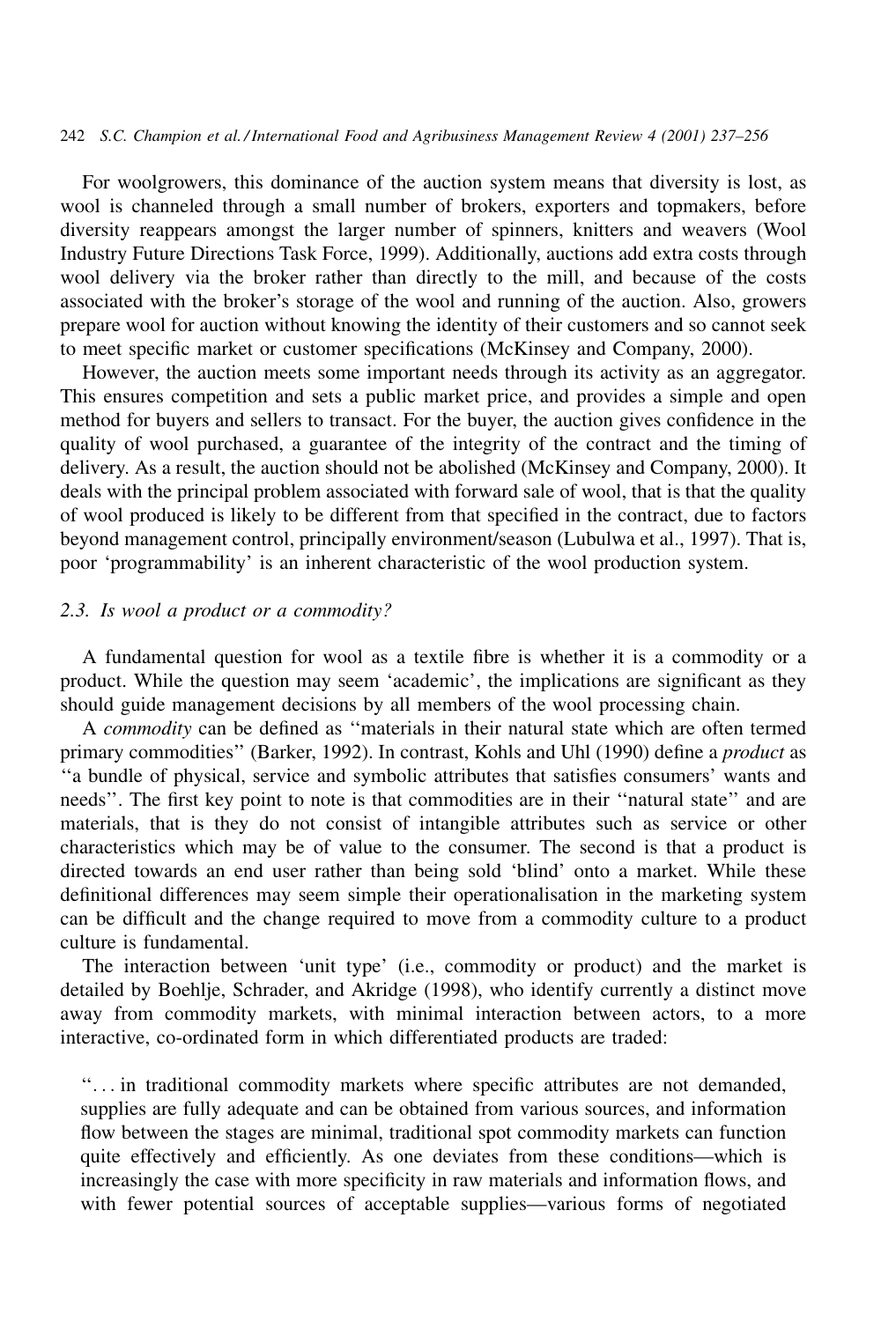For woolgrowers, this dominance of the auction system means that diversity is lost, as wool is channeled through a small number of brokers, exporters and topmakers, before diversity reappears amongst the larger number of spinners, knitters and weavers (Wool Industry Future Directions Task Force, 1999). Additionally, auctions add extra costs through wool delivery via the broker rather than directly to the mill, and because of the costs associated with the broker's storage of the wool and running of the auction. Also, growers prepare wool for auction without knowing the identity of their customers and so cannot seek to meet specific market or customer specifications (McKinsey and Company, 2000).

However, the auction meets some important needs through its activity as an aggregator. This ensures competition and sets a public market price, and provides a simple and open method for buyers and sellers to transact. For the buyer, the auction gives confidence in the quality of wool purchased, a guarantee of the integrity of the contract and the timing of delivery. As a result, the auction should not be abolished (McKinsey and Company, 2000). It deals with the principal problem associated with forward sale of wool, that is that the quality of wool produced is likely to be different from that specified in the contract, due to factors beyond management control, principally environment/season (Lubulwa et al., 1997). That is, poor 'programmability' is an inherent characteristic of the wool production system.

### 2.3. Is wool a product or a commodity?

A fundamental question for wool as a textile fibre is whether it is a commodity or a product. While the question may seem 'academic', the implications are significant as they should guide management decisions by all members of the wool processing chain.

A *commodity* can be defined as "materials in their natural state which are often termed primary commodities" (Barker, 1992). In contrast, Kohls and Uhl (1990) define a *product* as "a bundle of physical, service and symbolic attributes that satisfies consumers' wants and needs". The first key point to note is that commodities are in their "natural state" and are materials, that is they do not consist of intangible attributes such as service or other characteristics which may be of value to the consumer. The second is that a product is directed towards an end user rather than being sold 'blind' onto a market. While these definitional differences may seem simple their operationalisation in the marketing system can be difficult and the change required to move from a commodity culture to a product culture is fundamental.

The interaction between 'unit type' (i.e., commodity or product) and the market is detailed by Boehlje, Schrader, and Akridge (1998), who identify currently a distinct move away from commodity markets, with minimal interaction between actors, to a more interactive, co-ordinated form in which differentiated products are traded:

> "... in traditional commodity markets where specific attributes are not demanded, supplies are fully adequate and can be obtained from various sources, and information flow between the stages are minimal, traditional spot commodity markets can function quite effectively and efficiently. As one deviates from these conditions—which is increasingly the case with more specificity in raw materials and information flows, and with fewer potential sources of acceptable supplies—various forms of negotiated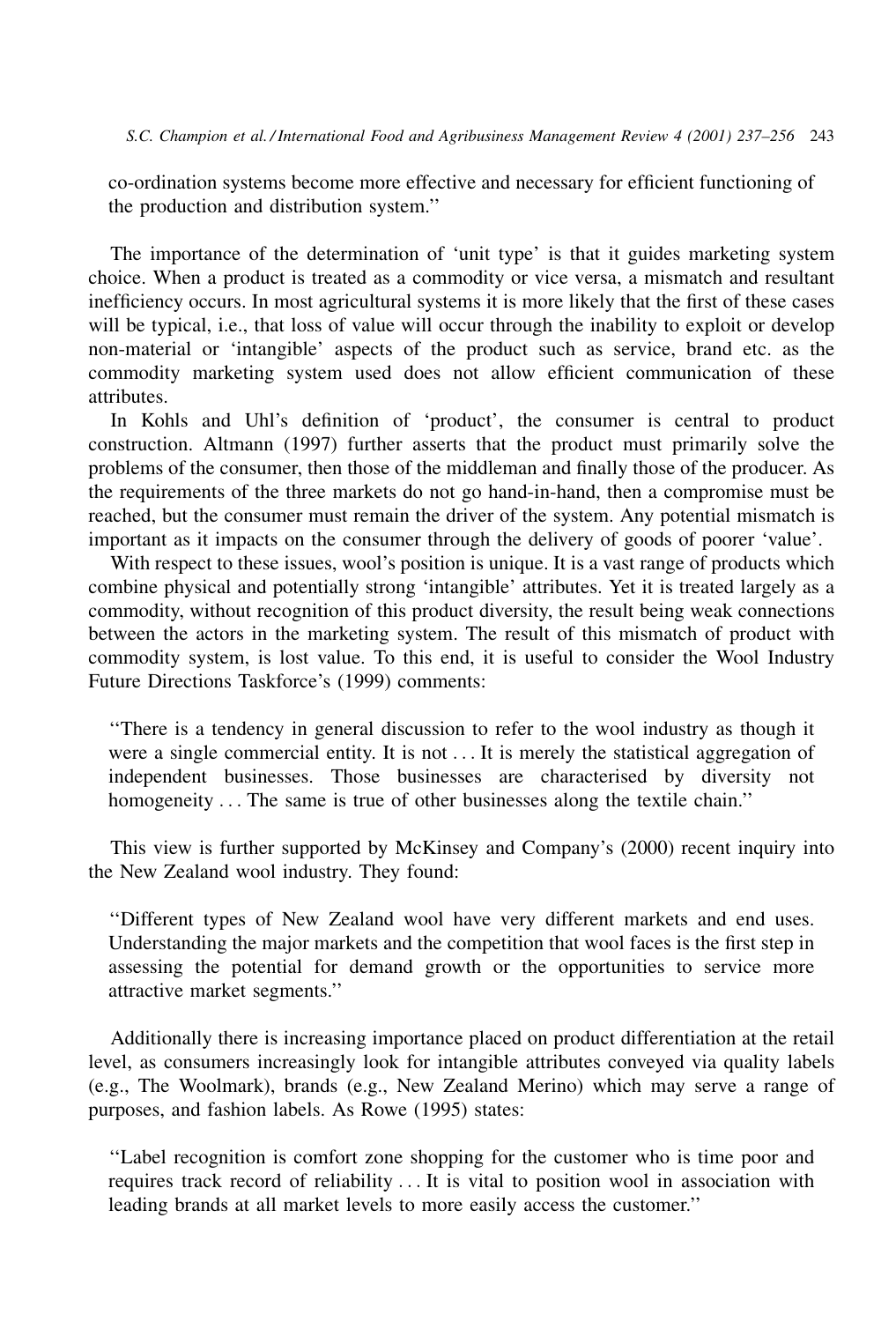co-ordination systems become more effective and necessary for efficient functioning of the production and distribution system.''

The importance of the determination of 'unit type' is that it guides marketing system choice. When a product is treated as a commodity or vice versa, a mismatch and resultant inefficiency occurs. In most agricultural systems it is more likely that the first of these cases will be typical, i.e., that loss of value will occur through the inability to exploit or develop non-material or 'intangible' aspects of the product such as service, brand etc. as the commodity marketing system used does not allow efficient communication of these attributes.

In Kohls and Uhl's definition of 'product', the consumer is central to product construction. Altmann (1997) further asserts that the product must primarily solve the problems of the consumer, then those of the middleman and finally those of the producer. As the requirements of the three markets do not go hand-in-hand, then a compromise must be reached, but the consumer must remain the driver of the system. Any potential mismatch is important as it impacts on the consumer through the delivery of goods of poorer 'value'.

With respect to these issues, wool's position is unique. It is a vast range of products which combine physical and potentially strong 'intangible' attributes. Yet it is treated largely as a commodity, without recognition of this product diversity, the result being weak connections between the actors in the marketing system. The result of this mismatch of product with commodity system, is lost value. To this end, it is useful to consider the Wool Industry Future Directions Taskforce's (1999) comments:

> ''There is a tendency in general discussion to refer to the wool industry as though it were a single commercial entity. It is not ... It is merely the statistical aggregation of independent businesses. Those businesses are characterised by diversity not homogeneity ... The same is true of other businesses along the textile chain.''

This view is further supported by McKinsey and Company's (2000) recent inquiry into the New Zealand wool industry. They found:

> ''Different types of New Zealand wool have very different markets and end uses. Understanding the major markets and the competition that wool faces is the first step in assessing the potential for demand growth or the opportunities to service more attractive market segments.''

Additionally there is increasing importance placed on product differentiation at the retail level, as consumers increasingly look for intangible attributes conveyed via quality labels (e.g., The Woolmark), brands (e.g., New Zealand Merino) which may serve a range of purposes, and fashion labels. As Rowe (1995) states:

> ''Label recognition is comfort zone shopping for the customer who is time poor and requires track record of reliability ... It is vital to position wool in association with leading brands at all market levels to more easily access the customer.''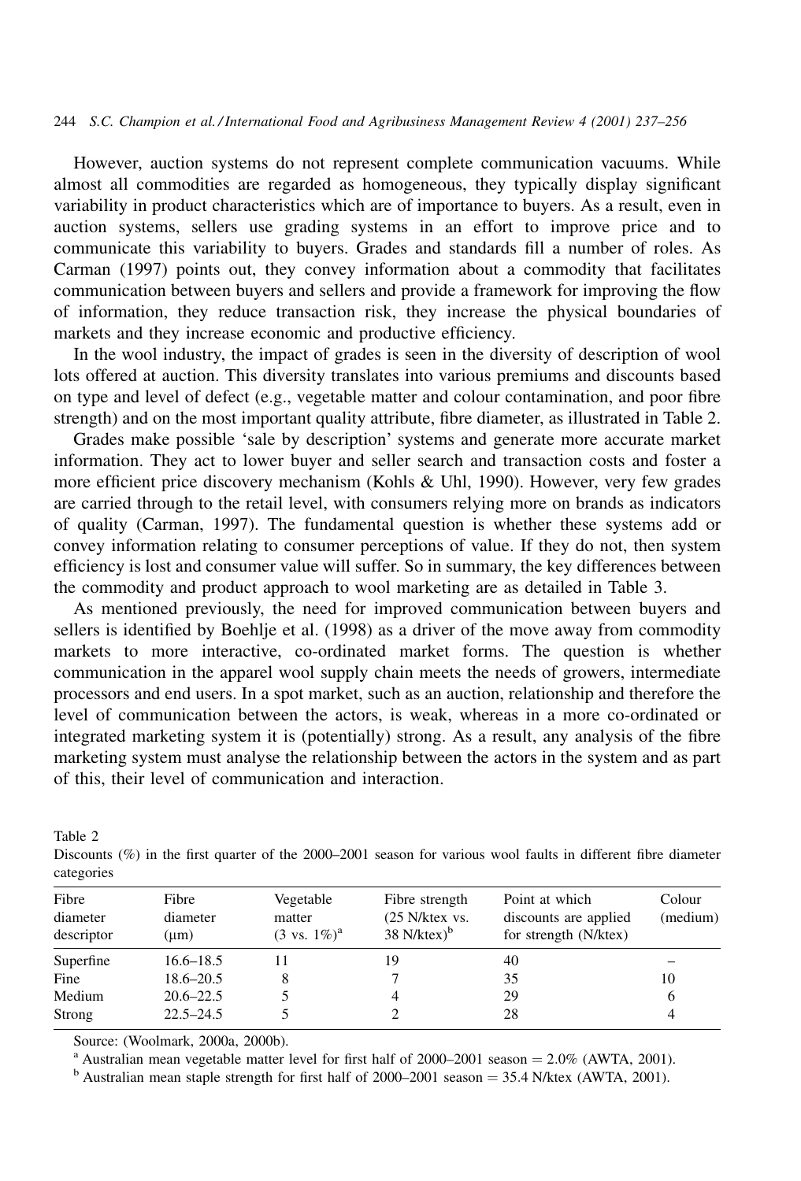However, auction systems do not represent complete communication vacuums. While almost all commodities are regarded as homogeneous, they typically display significant variability in product characteristics which are of importance to buyers. As a result, even in auction systems, sellers use grading systems in an effort to improve price and to communicate this variability to buyers. Grades and standards fill a number of roles. As Carman (1997) points out, they convey information about a commodity that facilitates communication between buyers and sellers and provide a framework for improving the flow of information, they reduce transaction risk, they increase the physical boundaries of markets and they increase economic and productive efficiency.

In the wool industry, the impact of grades is seen in the diversity of description of wool lots offered at auction. This diversity translates into various premiums and discounts based on type and level of defect (e.g., vegetable matter and colour contamination, and poor fibre strength) and on the most important quality attribute, fibre diameter, as illustrated in Table 2.

Grades make possible 'sale by description' systems and generate more accurate market information. They act to lower buyer and seller search and transaction costs and foster a more efficient price discovery mechanism (Kohls & Uhl, 1990). However, very few grades are carried through to the retail level, with consumers relying more on brands as indicators of quality (Carman, 1997). The fundamental question is whether these systems add or convey information relating to consumer perceptions of value. If they do not, then system efficiency is lost and consumer value will suffer. So in summary, the key differences between the commodity and product approach to wool marketing are as detailed in Table 3.

As mentioned previously, the need for improved communication between buyers and sellers is identified by Boehlje et al. (1998) as a driver of the move away from commodity markets to more interactive, co-ordinated market forms. The question is whether communication in the apparel wool supply chain meets the needs of growers, intermediate processors and end users. In a spot market, such as an auction, relationship and therefore the level of communication between the actors, is weak, whereas in a more co-ordinated or integrated marketing system it is (potentially) strong. As a result, any analysis of the fibre marketing system must analyse the relationship between the actors in the system and as part of this, their level of communication and interaction.

Table 2
Discounts (%) in the first quarter of the 2000–2001 season for various wool faults in different fibre diameter categories

| Fibre diameter descriptor | Fibre diameter (μm) | Vegetable matter (3 vs. 1%)[a] | Fibre strength (25 N/ktex vs. 38 N/ktex)[b] | Point at which discounts are applied for strength (N/ktex) | Colour (medium) |
|---|---|---|---|---|---|
| Superfine | 16.6–18.5 | 11 | 19 | 40 | – |
| Fine | 18.6–20.5 | 8 | 7 | 35 | 10 |
| Medium | 20.6–22.5 | 5 | 4 | 29 | 6 |
| Strong | 22.5–24.5 | 5 | 2 | 28 | 4 |

Source: (Woolmark, 2000a, 2000b).

[a] Australian mean vegetable matter level for first half of 2000–2001 season = 2.0% (AWTA, 2001).

[b] Australian mean staple strength for first half of 2000–2001 season = 35.4 N/ktex (AWTA, 2001).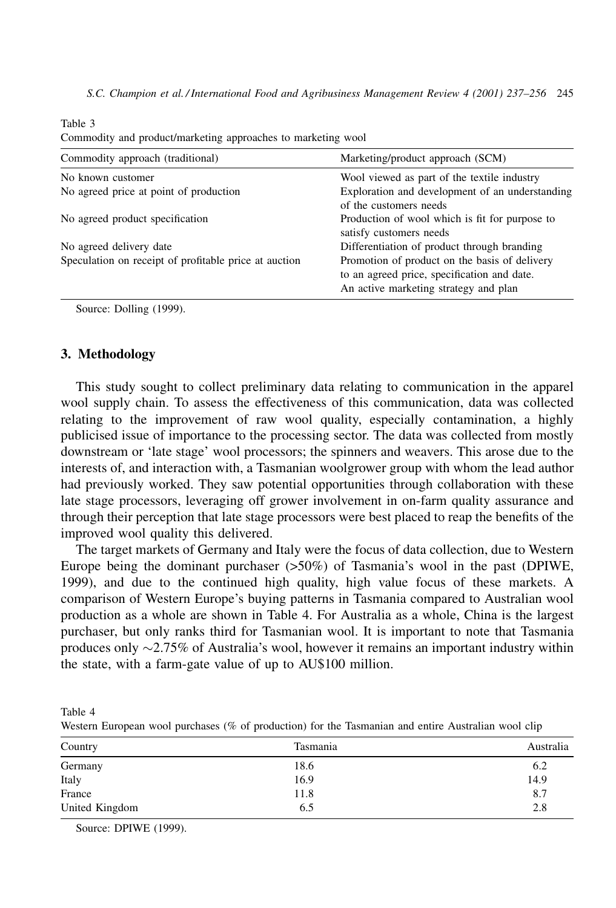Table 3
Commodity and product/marketing approaches to marketing wool

| Commodity approach (traditional) | Marketing/product approach (SCM) |
| --- | --- |
| No known customer | Wool viewed as part of the textile industry |
| No agreed price at point of production | Exploration and development of an understanding of the customers needs |
| No agreed product specification | Production of wool which is fit for purpose to satisfy customers needs |
| No agreed delivery date | Differentiation of product through branding |
| Speculation on receipt of profitable price at auction | Promotion of product on the basis of delivery to an agreed price, specification and date. |
| | An active marketing strategy and plan |

Source: Dolling (1999).

## 3. Methodology

This study sought to collect preliminary data relating to communication in the apparel wool supply chain. To assess the effectiveness of this communication, data was collected relating to the improvement of raw wool quality, especially contamination, a highly publicised issue of importance to the processing sector. The data was collected from mostly downstream or 'late stage' wool processors; the spinners and weavers. This arose due to the interests of, and interaction with, a Tasmanian woolgrower group with whom the lead author had previously worked. They saw potential opportunities through collaboration with these late stage processors, leveraging off grower involvement in on-farm quality assurance and through their perception that late stage processors were best placed to reap the benefits of the improved wool quality this delivered.

The target markets of Germany and Italy were the focus of data collection, due to Western Europe being the dominant purchaser (>50%) of Tasmania's wool in the past (DPIWE, 1999), and due to the continued high quality, high value focus of these markets. A comparison of Western Europe's buying patterns in Tasmania compared to Australian wool production as a whole are shown in Table 4. For Australia as a whole, China is the largest purchaser, but only ranks third for Tasmanian wool. It is important to note that Tasmania produces only ∼2.75% of Australia's wool, however it remains an important industry within the state, with a farm-gate value of up to AU$100 million.

Table 4
Western European wool purchases (% of production) for the Tasmanian and entire Australian wool clip

| Country | Tasmania | Australia |
| --- | --- | --- |
| Germany | 18.6 | 6.2 |
| Italy | 16.9 | 14.9 |
| France | 11.8 | 8.7 |
| United Kingdom | 6.5 | 2.8 |

Source: DPIWE (1999).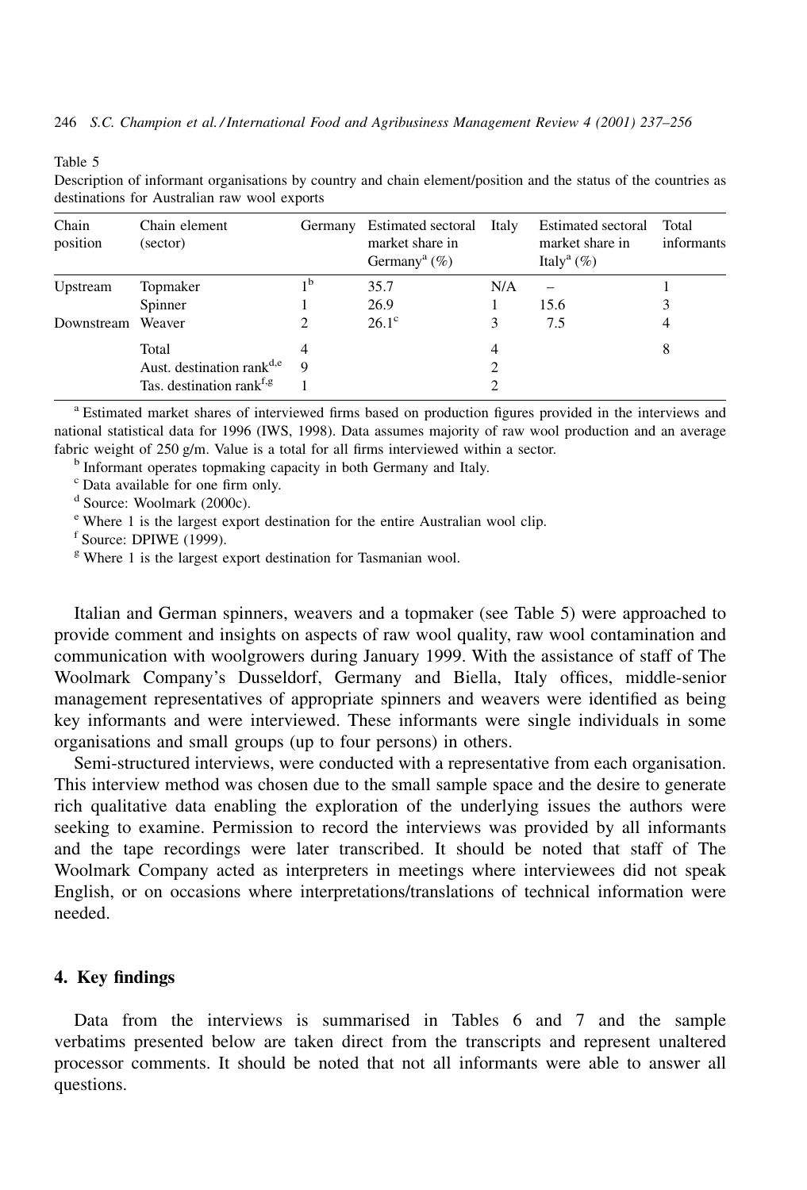Table 5
Description of informant organisations by country and chain element/position and the status of the countries as destinations for Australian raw wool exports

| Chain position | Chain element (sector) | Germany | Estimated sectoral market share in Germany[a] (%) | Italy | Estimated sectoral market share in Italy[a] (%) | Total informants |
|---|---|---|---|---|---|---|
| Upstream | Topmaker | 1[b] | 35.7 | N/A | – | 1 |
| | Spinner | 1 | 26.9 | 1 | 15.6 | 3 |
| Downstream | Weaver | 2 | 26.1[c] | 3 | 7.5 | 4 |
| | Total | 4 | | 4 | | 8 |
| | Aust. destination rank[d,e] | 9 | | 2 | | |
| | Tas. destination rank[f,g] | 1 | | 2 | | |

[a] Estimated market shares of interviewed firms based on production figures provided in the interviews and national statistical data for 1996 (IWS, 1998). Data assumes majority of raw wool production and an average fabric weight of 250 g/m. Value is a total for all firms interviewed within a sector.

[b] Informant operates topmaking capacity in both Germany and Italy.

[c] Data available for one firm only.

[d] Source: Woolmark (2000c).

[e] Where 1 is the largest export destination for the entire Australian wool clip.

[f] Source: DPIWE (1999).

[g] Where 1 is the largest export destination for Tasmanian wool.

Italian and German spinners, weavers and a topmaker (see Table 5) were approached to provide comment and insights on aspects of raw wool quality, raw wool contamination and communication with woolgrowers during January 1999. With the assistance of staff of The Woolmark Company's Dusseldorf, Germany and Biella, Italy offices, middle-senior management representatives of appropriate spinners and weavers were identified as being key informants and were interviewed. These informants were single individuals in some organisations and small groups (up to four persons) in others.

Semi-structured interviews, were conducted with a representative from each organisation. This interview method was chosen due to the small sample space and the desire to generate rich qualitative data enabling the exploration of the underlying issues the authors were seeking to examine. Permission to record the interviews was provided by all informants and the tape recordings were later transcribed. It should be noted that staff of The Woolmark Company acted as interpreters in meetings where interviewees did not speak English, or on occasions where interpretations/translations of technical information were needed.

## 4. Key findings

Data from the interviews is summarised in Tables 6 and 7 and the sample verbatims presented below are taken direct from the transcripts and represent unaltered processor comments. It should be noted that not all informants were able to answer all questions.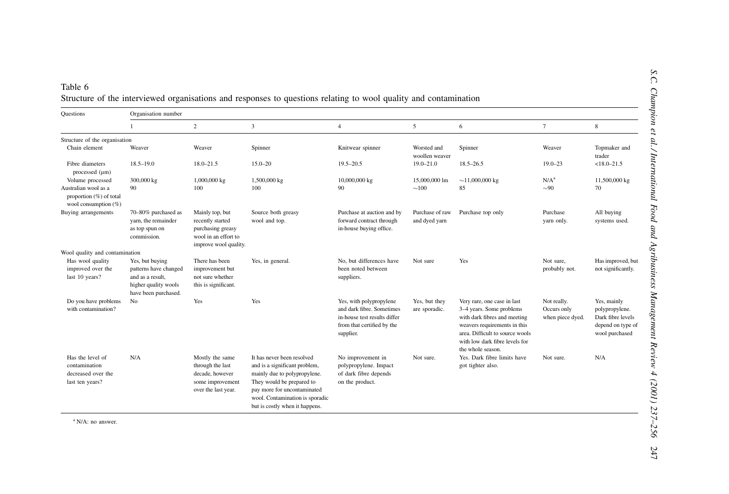Table 6

Structure of the interviewed organisations and responses to questions relating to wool quality and contamination

| Questions | Organisation number | | | | | | | |
|---|---|---|---|---|---|---|---|---|
| | 1 | 2 | 3 | 4 | 5 | 6 | 7 | 8 |
| *Structure of the organisation* | | | | | | | | |
| Chain element | Weaver | Weaver | Spinner | Knitwear spinner | Worsted and woollen weaver | Spinner | Weaver | Topmaker and trader |
| Fibre diameters processed (μm) | 18.5–19.0 | 18.0–21.5 | 15.0–20 | 19.5–20.5 | 19.0–21.0 | 18.5–26.5 | 19.0–23 | <18.0–21.5 |
| Volume processed | 300,000 kg | 1,000,000 kg | 1,500,000 kg | 10,000,000 kg | 15,000,000 lm | ∼11,000,000 kg | N/A[a] | 11,500,000 kg |
| Australian wool as a proportion (%) of total wool consumption (%) | 90 | 100 | 100 | 90 | ∼100 | 85 | ∼90 | 70 |
| Buying arrangements | 70–80% purchased as yarn, the remainder as top spun on commission. | Mainly top, but recently started purchasing greasy wool in an effort to improve wool quality. | Source both greasy wool and top. | Purchase at auction and by forward contract through in-house buying office. | Purchase of raw and dyed yarn | Purchase top only | Purchase yarn only. | All buying systems used. |
| *Wool quality and contamination* | | | | | | | | |
| Has wool quality improved over the last 10 years? | Yes, but buying patterns have changed and as a result, higher quality wools have been purchased. | There has been improvement but not sure whether this is significant. | Yes, in general. | No, but differences have been noted between suppliers. | Not sure | Yes | Not sure, probably not. | Has improved, but not significantly. |
| Do you have problems with contamination? | No | Yes | Yes | Yes, with polypropylene and dark fibre. Sometimes in-house test results differ from that certified by the supplier. | Yes, but they are sporadic. | Very rare, one case in last 3–4 years. Some problems with dark fibres and meeting weavers requirements in this area. Difficult to source wools with low dark fibre levels for the whole season. | Not really. Occurs only when piece dyed. | Yes, mainly polypropylene. Dark fibre levels depend on type of wool purchased |
| Has the level of contamination decreased over the last ten years? | N/A | Mostly the same through the last decade, however some improvement over the last year. | It has never been resolved and is a significant problem, mainly due to polypropylene. They would be prepared to pay more for uncontaminated wool. Contamination is sporadic but is costly when it happens. | No improvement in polypropylene. Impact of dark fibre depends on the product. | Not sure. | Yes. Dark fibre limits have got tighter also. | Not sure. | N/A |

[a] N/A: no answer.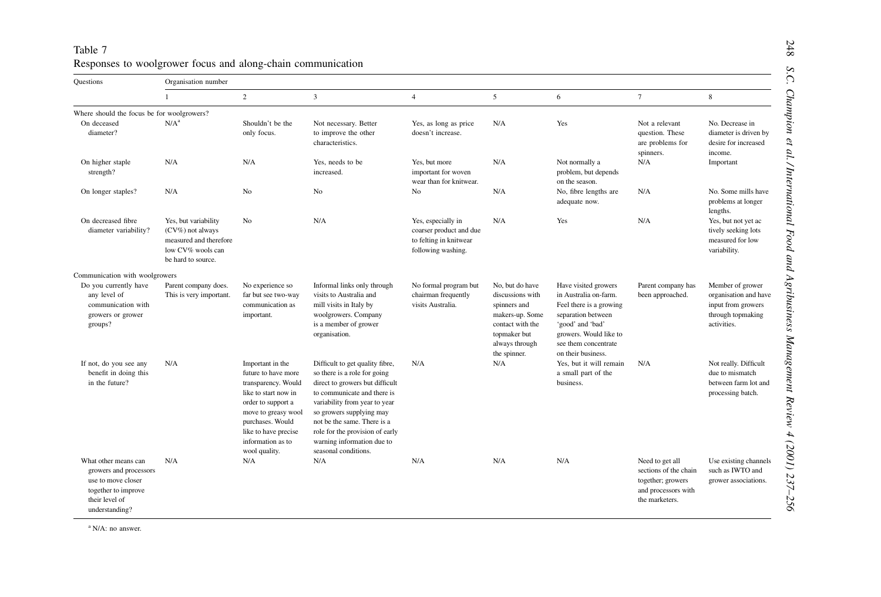Table 7
Responses to woolgrower focus and along-chain communication

| Questions | Organisation number | | | | | | | |
|---|---|---|---|---|---|---|---|---|
| | 1 | 2 | 3 | 4 | 5 | 6 | 7 | 8 |
| *Where should the focus be for woolgrowers?* | | | | | | | | |
| On deceased diameter? | N/A[a] | Shouldn't be the only focus. | Not necessary. Better to improve the other characteristics. | Yes, as long as price doesn't increase. | N/A | Yes | Not a relevant question. These are problems for spinners. | No. Decrease in diameter is driven by desire for increased income. |
| On higher staple strength? | N/A | N/A | Yes, needs to be increased. | Yes, but more important for woven wear than for knitwear. | N/A | Not normally a problem, but depends on the season. | N/A | Important |
| On longer staples? | N/A | No | No | No | N/A | No, fibre lengths are adequate now. | N/A | No. Some mills have problems at longer lengths. |
| On decreased fibre diameter variability? | Yes, but variability (CV%) not always measured and therefore low CV% wools can be hard to source. | No | N/A | Yes, especially in coarser product and due to felting in knitwear following washing. | N/A | Yes | N/A | Yes, but not yet ac tively seeking lots measured for low variability. |
| *Communication with woolgrowers* | | | | | | | | |
| Do you currently have any level of communication with growers or grower groups? | Parent company does. This is very important. | No experience so far but see two-way communication as important. | Informal links only through visits to Australia and mill visits in Italy by woolgrowers. Company is a member of grower organisation. | No formal program but chairman frequently visits Australia. | No, but do have discussions with spinners and makers-up. Some contact with the topmaker but always through the spinner. | Have visited growers in Australia on-farm. Feel there is a growing separation between 'good' and 'bad' growers. Would like to see them concentrate on their business. | Parent company has been approached. | Member of grower organisation and have input from growers through topmaking activities. |
| If not, do you see any benefit in doing this in the future? | N/A | Important in the future to have more transparency. Would like to start now in order to support a move to greasy wool purchases. Would like to have precise information as to wool quality. | Difficult to get quality fibre, so there is a role for going direct to growers but difficult to communicate and there is variability from year to year so growers supplying may not be the same. There is a role for the provision of early warning information due to seasonal conditions. | N/A | N/A | Yes, but it will remain a small part of the business. | N/A | Not really. Difficult due to mismatch between farm lot and processing batch. |
| What other means can growers and processors use to move closer together to improve their level of understanding? | N/A | N/A | N/A | N/A | N/A | N/A | Need to get all sections of the chain together; growers and processors with the marketers. | Use existing channels such as IWTO and grower associations. |

[a] N/A: no answer.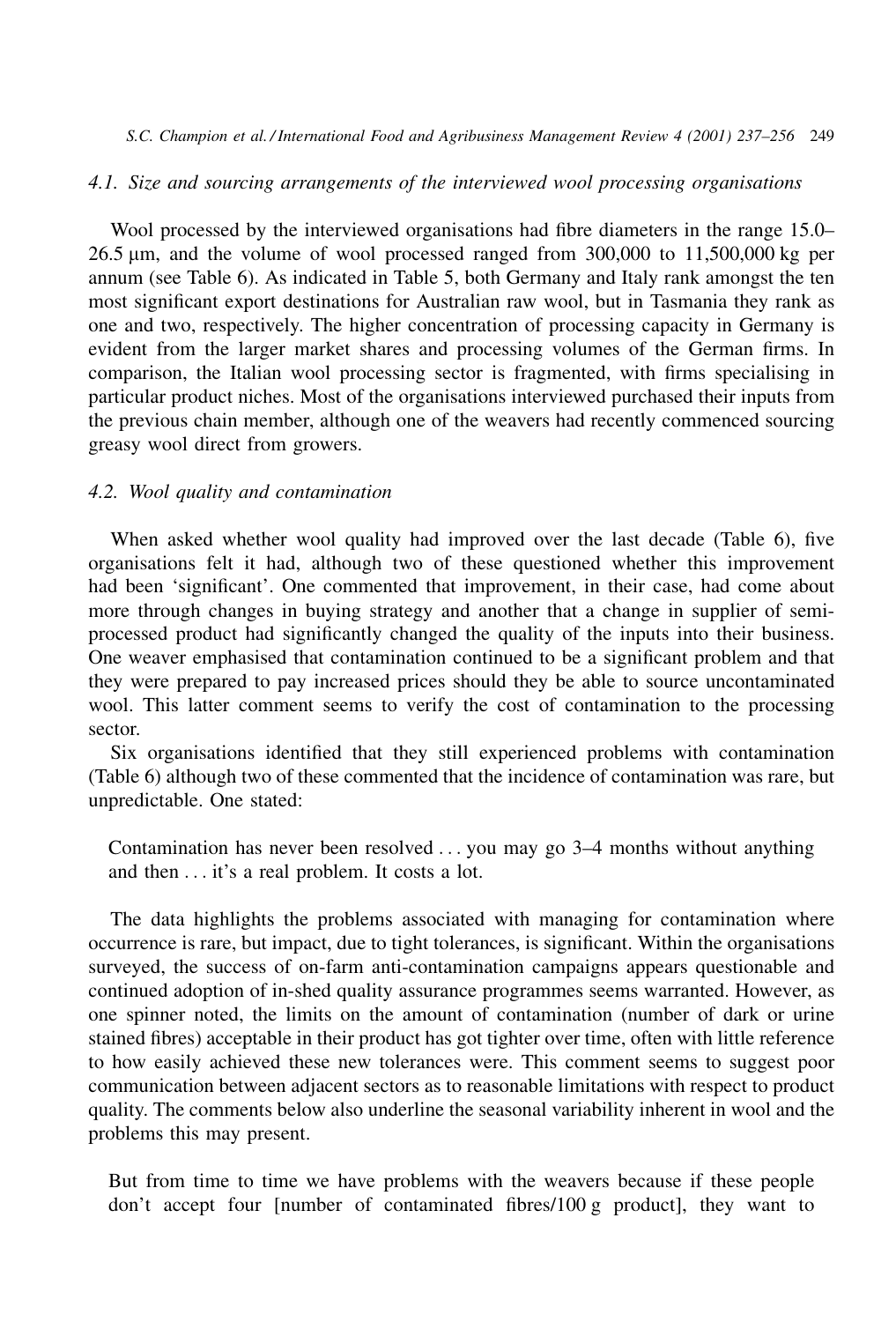### 4.1. Size and sourcing arrangements of the interviewed wool processing organisations

Wool processed by the interviewed organisations had fibre diameters in the range 15.0–26.5 μm, and the volume of wool processed ranged from 300,000 to 11,500,000 kg per annum (see Table 6). As indicated in Table 5, both Germany and Italy rank amongst the ten most significant export destinations for Australian raw wool, but in Tasmania they rank as one and two, respectively. The higher concentration of processing capacity in Germany is evident from the larger market shares and processing volumes of the German firms. In comparison, the Italian wool processing sector is fragmented, with firms specialising in particular product niches. Most of the organisations interviewed purchased their inputs from the previous chain member, although one of the weavers had recently commenced sourcing greasy wool direct from growers.

### 4.2. Wool quality and contamination

When asked whether wool quality had improved over the last decade (Table 6), five organisations felt it had, although two of these questioned whether this improvement had been 'significant'. One commented that improvement, in their case, had come about more through changes in buying strategy and another that a change in supplier of semi-processed product had significantly changed the quality of the inputs into their business. One weaver emphasised that contamination continued to be a significant problem and that they were prepared to pay increased prices should they be able to source uncontaminated wool. This latter comment seems to verify the cost of contamination to the processing sector.

Six organisations identified that they still experienced problems with contamination (Table 6) although two of these commented that the incidence of contamination was rare, but unpredictable. One stated:

> Contamination has never been resolved ... you may go 3–4 months without anything and then ... it's a real problem. It costs a lot.

The data highlights the problems associated with managing for contamination where occurrence is rare, but impact, due to tight tolerances, is significant. Within the organisations surveyed, the success of on-farm anti-contamination campaigns appears questionable and continued adoption of in-shed quality assurance programmes seems warranted. However, as one spinner noted, the limits on the amount of contamination (number of dark or urine stained fibres) acceptable in their product has got tighter over time, often with little reference to how easily achieved these new tolerances were. This comment seems to suggest poor communication between adjacent sectors as to reasonable limitations with respect to product quality. The comments below also underline the seasonal variability inherent in wool and the problems this may present.

> But from time to time we have problems with the weavers because if these people don't accept four [number of contaminated fibres/100 g product], they want to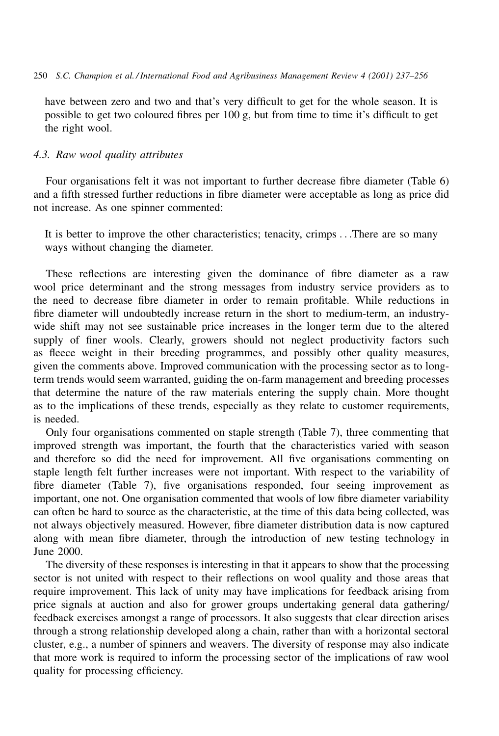have between zero and two and that's very difficult to get for the whole season. It is possible to get two coloured fibres per 100 g, but from time to time it's difficult to get the right wool.

### 4.3. Raw wool quality attributes

Four organisations felt it was not important to further decrease fibre diameter (Table 6) and a fifth stressed further reductions in fibre diameter were acceptable as long as price did not increase. As one spinner commented:

> It is better to improve the other characteristics; tenacity, crimps . . .There are so many ways without changing the diameter.

These reflections are interesting given the dominance of fibre diameter as a raw wool price determinant and the strong messages from industry service providers as to the need to decrease fibre diameter in order to remain profitable. While reductions in fibre diameter will undoubtedly increase return in the short to medium-term, an industry-wide shift may not see sustainable price increases in the longer term due to the altered supply of finer wools. Clearly, growers should not neglect productivity factors such as fleece weight in their breeding programmes, and possibly other quality measures, given the comments above. Improved communication with the processing sector as to long-term trends would seem warranted, guiding the on-farm management and breeding processes that determine the nature of the raw materials entering the supply chain. More thought as to the implications of these trends, especially as they relate to customer requirements, is needed.

Only four organisations commented on staple strength (Table 7), three commenting that improved strength was important, the fourth that the characteristics varied with season and therefore so did the need for improvement. All five organisations commenting on staple length felt further increases were not important. With respect to the variability of fibre diameter (Table 7), five organisations responded, four seeing improvement as important, one not. One organisation commented that wools of low fibre diameter variability can often be hard to source as the characteristic, at the time of this data being collected, was not always objectively measured. However, fibre diameter distribution data is now captured along with mean fibre diameter, through the introduction of new testing technology in June 2000.

The diversity of these responses is interesting in that it appears to show that the processing sector is not united with respect to their reflections on wool quality and those areas that require improvement. This lack of unity may have implications for feedback arising from price signals at auction and also for grower groups undertaking general data gathering/ feedback exercises amongst a range of processors. It also suggests that clear direction arises through a strong relationship developed along a chain, rather than with a horizontal sectoral cluster, e.g., a number of spinners and weavers. The diversity of response may also indicate that more work is required to inform the processing sector of the implications of raw wool quality for processing efficiency.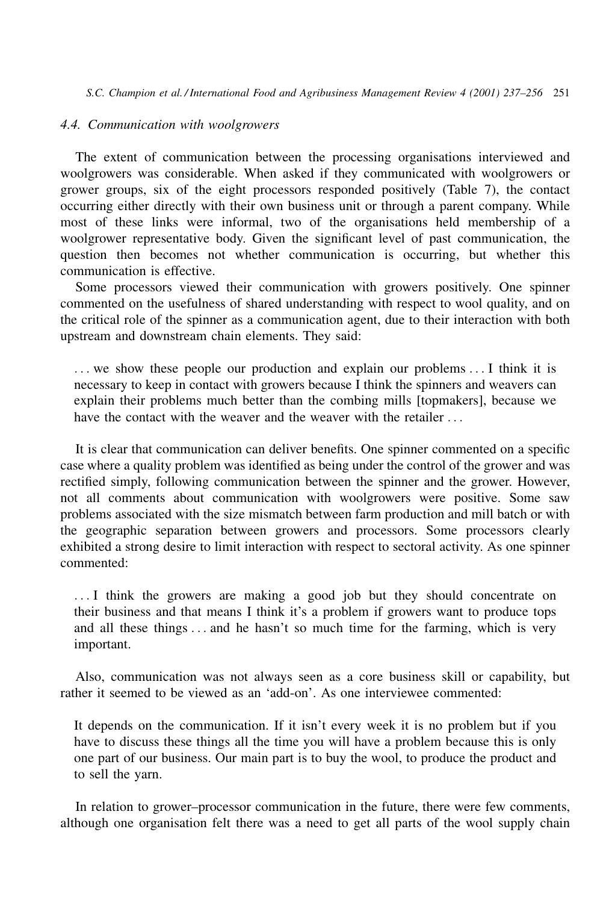### 4.4. Communication with woolgrowers

The extent of communication between the processing organisations interviewed and woolgrowers was considerable. When asked if they communicated with woolgrowers or grower groups, six of the eight processors responded positively (Table 7), the contact occurring either directly with their own business unit or through a parent company. While most of these links were informal, two of the organisations held membership of a woolgrower representative body. Given the significant level of past communication, the question then becomes not whether communication is occurring, but whether this communication is effective.

Some processors viewed their communication with growers positively. One spinner commented on the usefulness of shared understanding with respect to wool quality, and on the critical role of the spinner as a communication agent, due to their interaction with both upstream and downstream chain elements. They said:

> . . . we show these people our production and explain our problems . . . I think it is necessary to keep in contact with growers because I think the spinners and weavers can explain their problems much better than the combing mills [topmakers], because we have the contact with the weaver and the weaver with the retailer . . .

It is clear that communication can deliver benefits. One spinner commented on a specific case where a quality problem was identified as being under the control of the grower and was rectified simply, following communication between the spinner and the grower. However, not all comments about communication with woolgrowers were positive. Some saw problems associated with the size mismatch between farm production and mill batch or with the geographic separation between growers and processors. Some processors clearly exhibited a strong desire to limit interaction with respect to sectoral activity. As one spinner commented:

> . . . I think the growers are making a good job but they should concentrate on their business and that means I think it's a problem if growers want to produce tops and all these things . . . and he hasn't so much time for the farming, which is very important.

Also, communication was not always seen as a core business skill or capability, but rather it seemed to be viewed as an 'add-on'. As one interviewee commented:

> It depends on the communication. If it isn't every week it is no problem but if you have to discuss these things all the time you will have a problem because this is only one part of our business. Our main part is to buy the wool, to produce the product and to sell the yarn.

In relation to grower–processor communication in the future, there were few comments, although one organisation felt there was a need to get all parts of the wool supply chain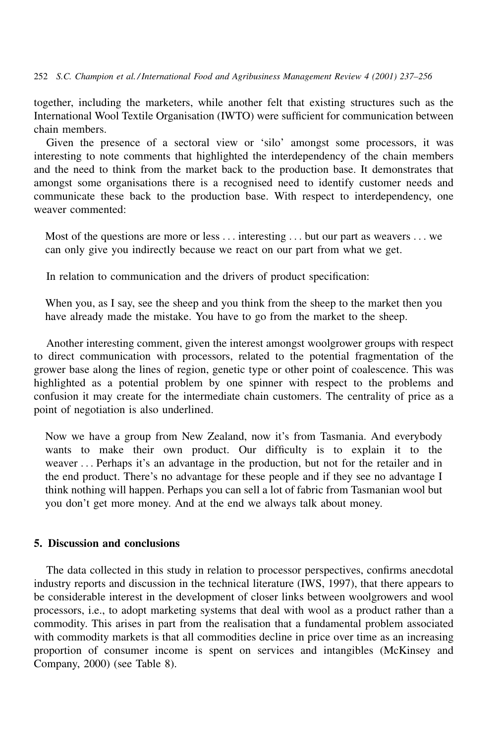together, including the marketers, while another felt that existing structures such as the International Wool Textile Organisation (IWTO) were sufficient for communication between chain members.

Given the presence of a sectoral view or 'silo' amongst some processors, it was interesting to note comments that highlighted the interdependency of the chain members and the need to think from the market back to the production base. It demonstrates that amongst some organisations there is a recognised need to identify customer needs and communicate these back to the production base. With respect to interdependency, one weaver commented:

> Most of the questions are more or less ... interesting ... but our part as weavers ... we can only give you indirectly because we react on our part from what we get.

In relation to communication and the drivers of product specification:

> When you, as I say, see the sheep and you think from the sheep to the market then you have already made the mistake. You have to go from the market to the sheep.

Another interesting comment, given the interest amongst woolgrower groups with respect to direct communication with processors, related to the potential fragmentation of the grower base along the lines of region, genetic type or other point of coalescence. This was highlighted as a potential problem by one spinner with respect to the problems and confusion it may create for the intermediate chain customers. The centrality of price as a point of negotiation is also underlined.

> Now we have a group from New Zealand, now it's from Tasmania. And everybody wants to make their own product. Our difficulty is to explain it to the weaver ... Perhaps it's an advantage in the production, but not for the retailer and in the end product. There's no advantage for these people and if they see no advantage I think nothing will happen. Perhaps you can sell a lot of fabric from Tasmanian wool but you don't get more money. And at the end we always talk about money.

## 5. Discussion and conclusions

The data collected in this study in relation to processor perspectives, confirms anecdotal industry reports and discussion in the technical literature (IWS, 1997), that there appears to be considerable interest in the development of closer links between woolgrowers and wool processors, i.e., to adopt marketing systems that deal with wool as a product rather than a commodity. This arises in part from the realisation that a fundamental problem associated with commodity markets is that all commodities decline in price over time as an increasing proportion of consumer income is spent on services and intangibles (McKinsey and Company, 2000) (see Table 8).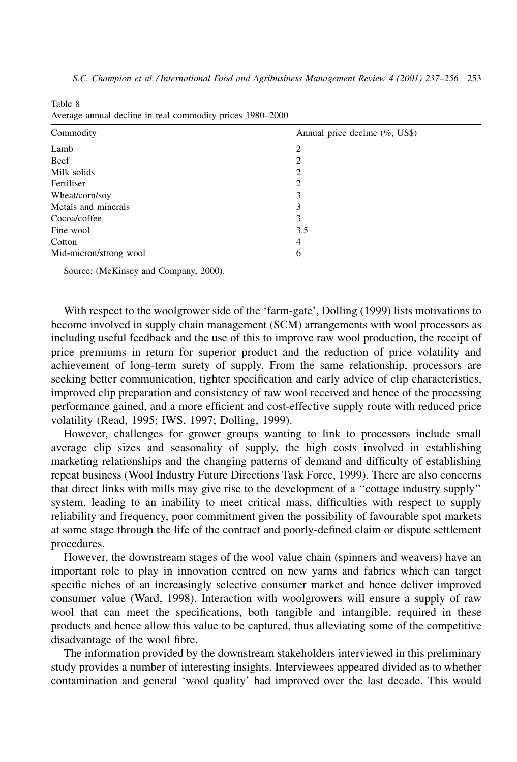Table 8
Average annual decline in real commodity prices 1980–2000

| Commodity | Annual price decline (%, US$) |
| --- | --- |
| Lamb | 2 |
| Beef | 2 |
| Milk solids | 2 |
| Fertiliser | 2 |
| Wheat/corn/soy | 3 |
| Metals and minerals | 3 |
| Cocoa/coffee | 3 |
| Fine wool | 3.5 |
| Cotton | 4 |
| Mid-micron/strong wool | 6 |

Source: (McKinsey and Company, 2000).

With respect to the woolgrower side of the 'farm-gate', Dolling (1999) lists motivations to become involved in supply chain management (SCM) arrangements with wool processors as including useful feedback and the use of this to improve raw wool production, the receipt of price premiums in return for superior product and the reduction of price volatility and achievement of long-term surety of supply. From the same relationship, processors are seeking better communication, tighter specification and early advice of clip characteristics, improved clip preparation and consistency of raw wool received and hence of the processing performance gained, and a more efficient and cost-effective supply route with reduced price volatility (Read, 1995; IWS, 1997; Dolling, 1999).

However, challenges for grower groups wanting to link to processors include small average clip sizes and seasonality of supply, the high costs involved in establishing marketing relationships and the changing patterns of demand and difficulty of establishing repeat business (Wool Industry Future Directions Task Force, 1999). There are also concerns that direct links with mills may give rise to the development of a "cottage industry supply" system, leading to an inability to meet critical mass, difficulties with respect to supply reliability and frequency, poor commitment given the possibility of favourable spot markets at some stage through the life of the contract and poorly-defined claim or dispute settlement procedures.

However, the downstream stages of the wool value chain (spinners and weavers) have an important role to play in innovation centred on new yarns and fabrics which can target specific niches of an increasingly selective consumer market and hence deliver improved consumer value (Ward, 1998). Interaction with woolgrowers will ensure a supply of raw wool that can meet the specifications, both tangible and intangible, required in these products and hence allow this value to be captured, thus alleviating some of the competitive disadvantage of the wool fibre.

The information provided by the downstream stakeholders interviewed in this preliminary study provides a number of interesting insights. Interviewees appeared divided as to whether contamination and general 'wool quality' had improved over the last decade. This would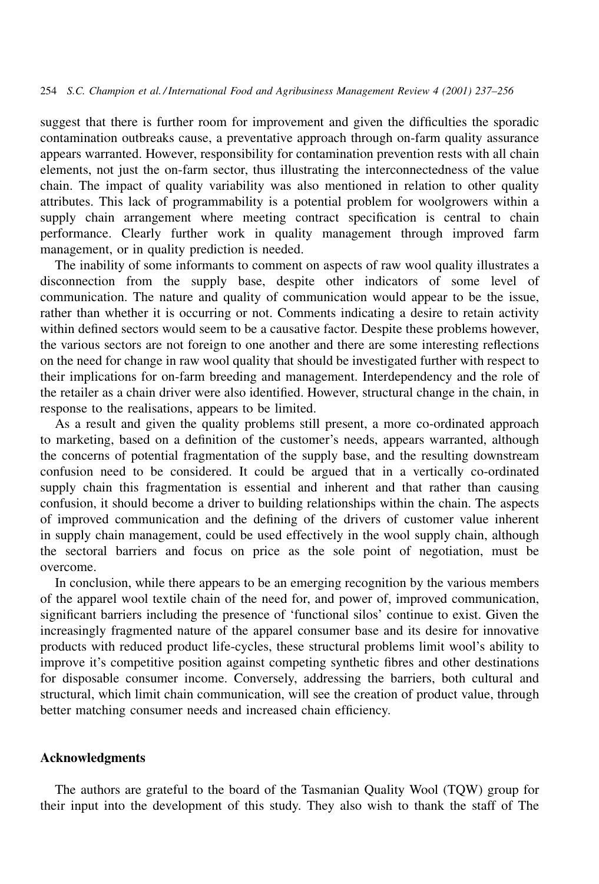suggest that there is further room for improvement and given the difficulties the sporadic contamination outbreaks cause, a preventative approach through on-farm quality assurance appears warranted. However, responsibility for contamination prevention rests with all chain elements, not just the on-farm sector, thus illustrating the interconnectedness of the value chain. The impact of quality variability was also mentioned in relation to other quality attributes. This lack of programmability is a potential problem for woolgrowers within a supply chain arrangement where meeting contract specification is central to chain performance. Clearly further work in quality management through improved farm management, or in quality prediction is needed.

The inability of some informants to comment on aspects of raw wool quality illustrates a disconnection from the supply base, despite other indicators of some level of communication. The nature and quality of communication would appear to be the issue, rather than whether it is occurring or not. Comments indicating a desire to retain activity within defined sectors would seem to be a causative factor. Despite these problems however, the various sectors are not foreign to one another and there are some interesting reflections on the need for change in raw wool quality that should be investigated further with respect to their implications for on-farm breeding and management. Interdependency and the role of the retailer as a chain driver were also identified. However, structural change in the chain, in response to the realisations, appears to be limited.

As a result and given the quality problems still present, a more co-ordinated approach to marketing, based on a definition of the customer's needs, appears warranted, although the concerns of potential fragmentation of the supply base, and the resulting downstream confusion need to be considered. It could be argued that in a vertically co-ordinated supply chain this fragmentation is essential and inherent and that rather than causing confusion, it should become a driver to building relationships within the chain. The aspects of improved communication and the defining of the drivers of customer value inherent in supply chain management, could be used effectively in the wool supply chain, although the sectoral barriers and focus on price as the sole point of negotiation, must be overcome.

In conclusion, while there appears to be an emerging recognition by the various members of the apparel wool textile chain of the need for, and power of, improved communication, significant barriers including the presence of 'functional silos' continue to exist. Given the increasingly fragmented nature of the apparel consumer base and its desire for innovative products with reduced product life-cycles, these structural problems limit wool's ability to improve it's competitive position against competing synthetic fibres and other destinations for disposable consumer income. Conversely, addressing the barriers, both cultural and structural, which limit chain communication, will see the creation of product value, through better matching consumer needs and increased chain efficiency.

## Acknowledgments

The authors are grateful to the board of the Tasmanian Quality Wool (TQW) group for their input into the development of this study. They also wish to thank the staff of The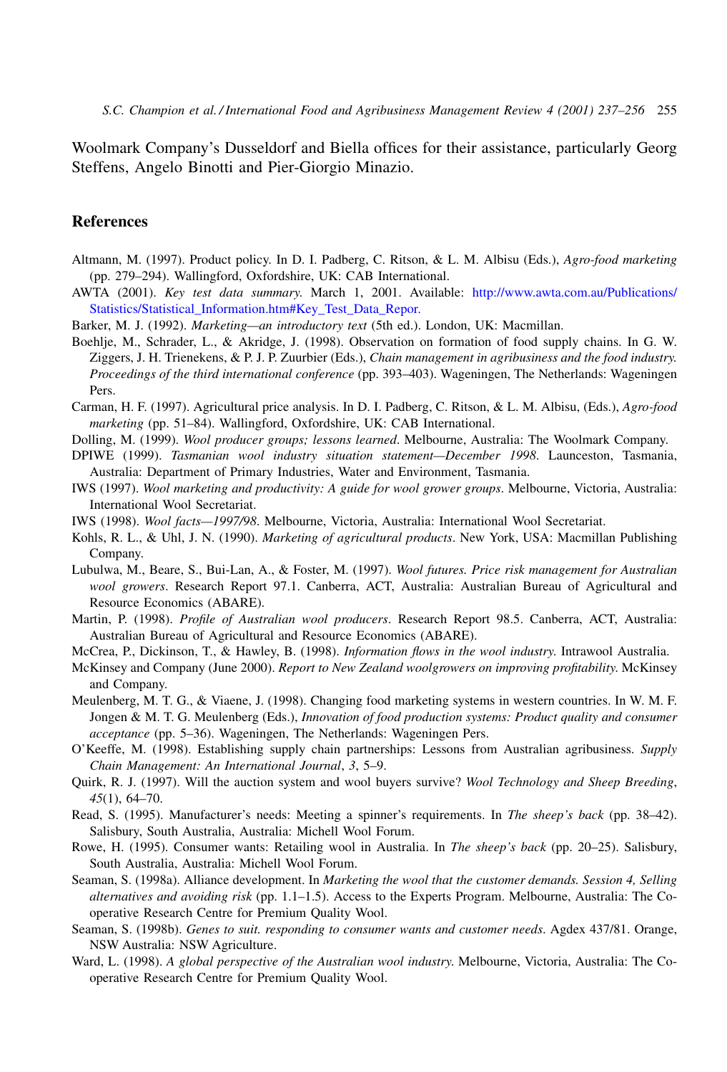Woolmark Company's Dusseldorf and Biella offices for their assistance, particularly Georg Steffens, Angelo Binotti and Pier-Giorgio Minazio.

## References

Altmann, M. (1997). Product policy. In D. I. Padberg, C. Ritson, & L. M. Albisu (Eds.), *Agro-food marketing* (pp. 279–294). Wallingford, Oxfordshire, UK: CAB International.

AWTA (2001). *Key test data summary.* March 1, 2001. Available: http://www.awta.com.au/Publications/Statistics/Statistical_Information.htm#Key_Test_Data_Repor.

Barker, M. J. (1992). *Marketing—an introductory text* (5th ed.). London, UK: Macmillan.

Boehlje, M., Schrader, L., & Akridge, J. (1998). Observation on formation of food supply chains. In G. W. Ziggers, J. H. Trienekens, & P. J. P. Zuurbier (Eds.), *Chain management in agribusiness and the food industry. Proceedings of the third international conference* (pp. 393–403). Wageningen, The Netherlands: Wageningen Pers.

Carman, H. F. (1997). Agricultural price analysis. In D. I. Padberg, C. Ritson, & L. M. Albisu, (Eds.), *Agro-food marketing* (pp. 51–84). Wallingford, Oxfordshire, UK: CAB International.

Dolling, M. (1999). *Wool producer groups; lessons learned*. Melbourne, Australia: The Woolmark Company.

DPIWE (1999). *Tasmanian wool industry situation statement—December 1998*. Launceston, Tasmania, Australia: Department of Primary Industries, Water and Environment, Tasmania.

IWS (1997). *Wool marketing and productivity: A guide for wool grower groups*. Melbourne, Victoria, Australia: International Wool Secretariat.

IWS (1998). *Wool facts—1997/98*. Melbourne, Victoria, Australia: International Wool Secretariat.

Kohls, R. L., & Uhl, J. N. (1990). *Marketing of agricultural products*. New York, USA: Macmillan Publishing Company.

Lubulwa, M., Beare, S., Bui-Lan, A., & Foster, M. (1997). *Wool futures. Price risk management for Australian wool growers*. Research Report 97.1. Canberra, ACT, Australia: Australian Bureau of Agricultural and Resource Economics (ABARE).

Martin, P. (1998). *Profile of Australian wool producers*. Research Report 98.5. Canberra, ACT, Australia: Australian Bureau of Agricultural and Resource Economics (ABARE).

McCrea, P., Dickinson, T., & Hawley, B. (1998). *Information flows in the wool industry.* Intrawool Australia.

McKinsey and Company (June 2000). *Report to New Zealand woolgrowers on improving profitability.* McKinsey and Company.

Meulenberg, M. T. G., & Viaene, J. (1998). Changing food marketing systems in western countries. In W. M. F. Jongen & M. T. G. Meulenberg (Eds.), *Innovation of food production systems: Product quality and consumer acceptance* (pp. 5–36). Wageningen, The Netherlands: Wageningen Pers.

O'Keeffe, M. (1998). Establishing supply chain partnerships: Lessons from Australian agribusiness. *Supply Chain Management: An International Journal*, *3*, 5–9.

Quirk, R. J. (1997). Will the auction system and wool buyers survive? *Wool Technology and Sheep Breeding*, *45*(1), 64–70.

Read, S. (1995). Manufacturer's needs: Meeting a spinner's requirements. In *The sheep's back* (pp. 38–42). Salisbury, South Australia, Australia: Michell Wool Forum.

Rowe, H. (1995). Consumer wants: Retailing wool in Australia. In *The sheep's back* (pp. 20–25). Salisbury, South Australia, Australia: Michell Wool Forum.

Seaman, S. (1998a). Alliance development. In *Marketing the wool that the customer demands. Session 4, Selling alternatives and avoiding risk* (pp. 1.1–1.5). Access to the Experts Program. Melbourne, Australia: The Co-operative Research Centre for Premium Quality Wool.

Seaman, S. (1998b). *Genes to suit. responding to consumer wants and customer needs*. Agdex 437/81. Orange, NSW Australia: NSW Agriculture.

Ward, L. (1998). *A global perspective of the Australian wool industry*. Melbourne, Victoria, Australia: The Co-operative Research Centre for Premium Quality Wool.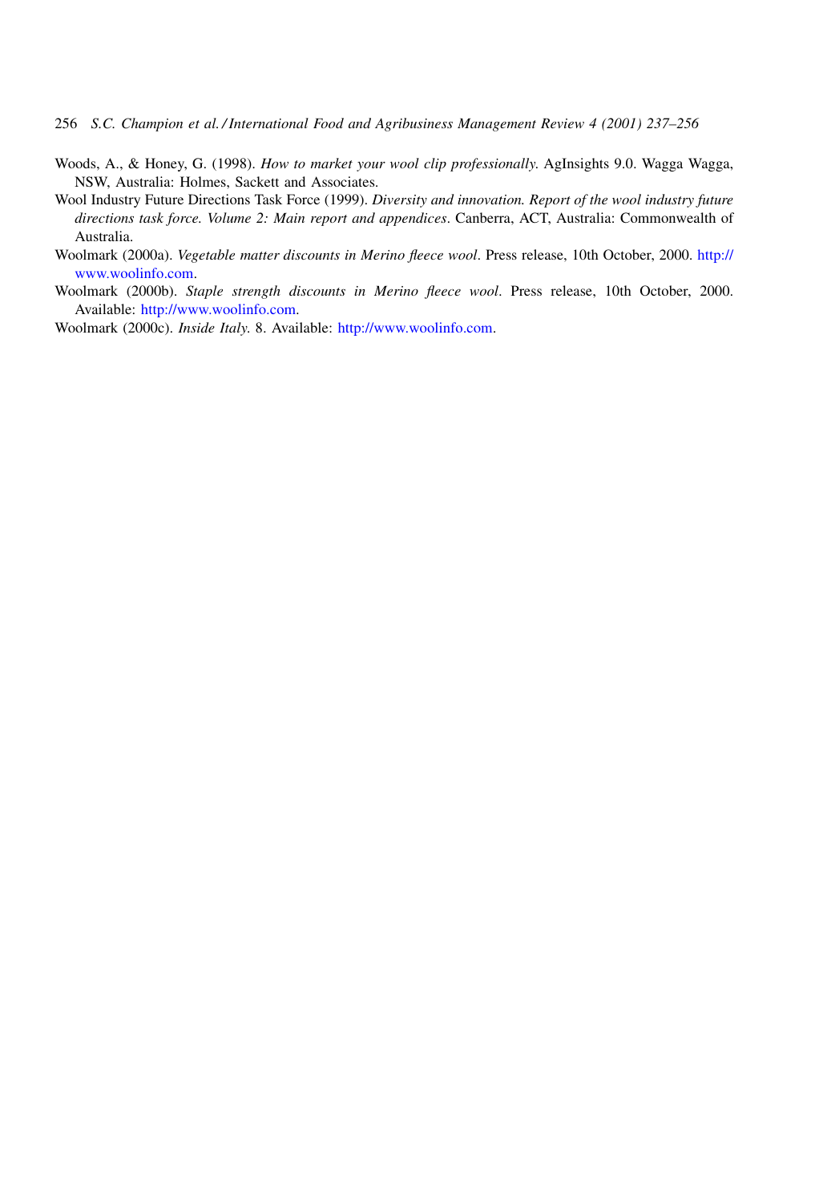Woods, A., & Honey, G. (1998). *How to market your wool clip professionally.* AgInsights 9.0. Wagga Wagga, NSW, Australia: Holmes, Sackett and Associates.

Wool Industry Future Directions Task Force (1999). *Diversity and innovation. Report of the wool industry future directions task force. Volume 2: Main report and appendices*. Canberra, ACT, Australia: Commonwealth of Australia.

Woolmark (2000a). *Vegetable matter discounts in Merino fleece wool*. Press release, 10th October, 2000. http://www.woolinfo.com.

Woolmark (2000b). *Staple strength discounts in Merino fleece wool*. Press release, 10th October, 2000. Available: http://www.woolinfo.com.

Woolmark (2000c). *Inside Italy.* 8. Available: http://www.woolinfo.com.